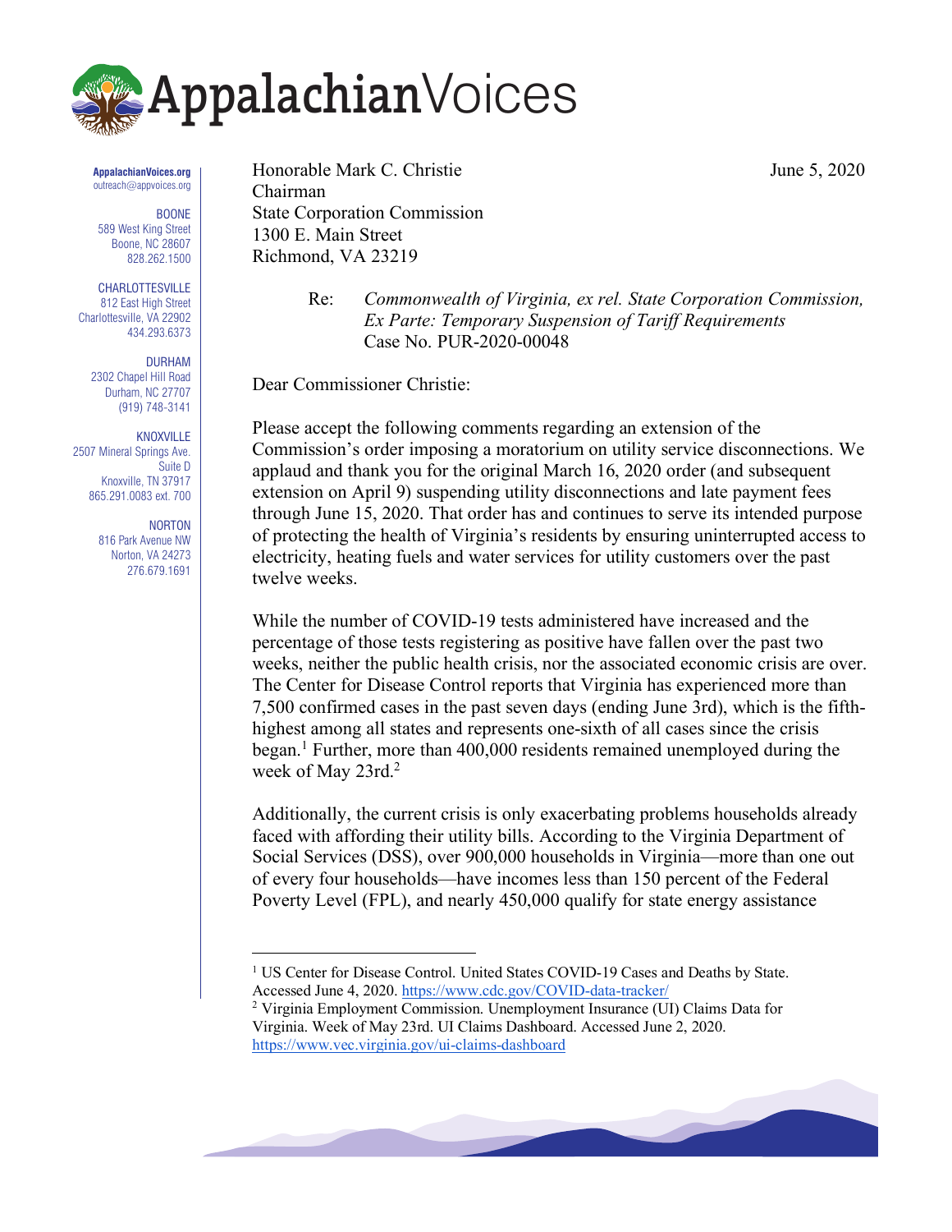# AppalachianVoices

**AppalachianVoices.org**
outreach@appvoices.org

BOONE
589 West King Street
Boone, NC 28607
828.262.1500

CHARLOTTESVILLE
812 East High Street
Charlottesville, VA 22902
434.293.6373

DURHAM
2302 Chapel Hill Road
Durham, NC 27707
(919) 748-3141

KNOXVILLE
2507 Mineral Springs Ave.
Suite D
Knoxville, TN 37917
865.291.0083 ext. 700

NORTON
816 Park Avenue NW
Norton, VA 24273
276.679.1691

Honorable Mark C. Christie
Chairman
State Corporation Commission
1300 E. Main Street
Richmond, VA 23219

June 5, 2020

Re: *Commonwealth of Virginia, ex rel. State Corporation Commission, Ex Parte: Temporary Suspension of Tariff Requirements*
Case No. PUR-2020-00048

Dear Commissioner Christie:

Please accept the following comments regarding an extension of the Commission's order imposing a moratorium on utility service disconnections. We applaud and thank you for the original March 16, 2020 order (and subsequent extension on April 9) suspending utility disconnections and late payment fees through June 15, 2020. That order has and continues to serve its intended purpose of protecting the health of Virginia's residents by ensuring uninterrupted access to electricity, heating fuels and water services for utility customers over the past twelve weeks.

While the number of COVID-19 tests administered have increased and the percentage of those tests registering as positive have fallen over the past two weeks, neither the public health crisis, nor the associated economic crisis are over. The Center for Disease Control reports that Virginia has experienced more than 7,500 confirmed cases in the past seven days (ending June 3rd), which is the fifth-highest among all states and represents one-sixth of all cases since the crisis began.[1] Further, more than 400,000 residents remained unemployed during the week of May 23rd.[2]

Additionally, the current crisis is only exacerbating problems households already faced with affording their utility bills. According to the Virginia Department of Social Services (DSS), over 900,000 households in Virginia—more than one out of every four households—have incomes less than 150 percent of the Federal Poverty Level (FPL), and nearly 450,000 qualify for state energy assistance

---

[1] US Center for Disease Control. United States COVID-19 Cases and Deaths by State. Accessed June 4, 2020. https://www.cdc.gov/COVID-data-tracker/

[2] Virginia Employment Commission. Unemployment Insurance (UI) Claims Data for Virginia. Week of May 23rd. UI Claims Dashboard. Accessed June 2, 2020. https://www.vec.virginia.gov/ui-claims-dashboard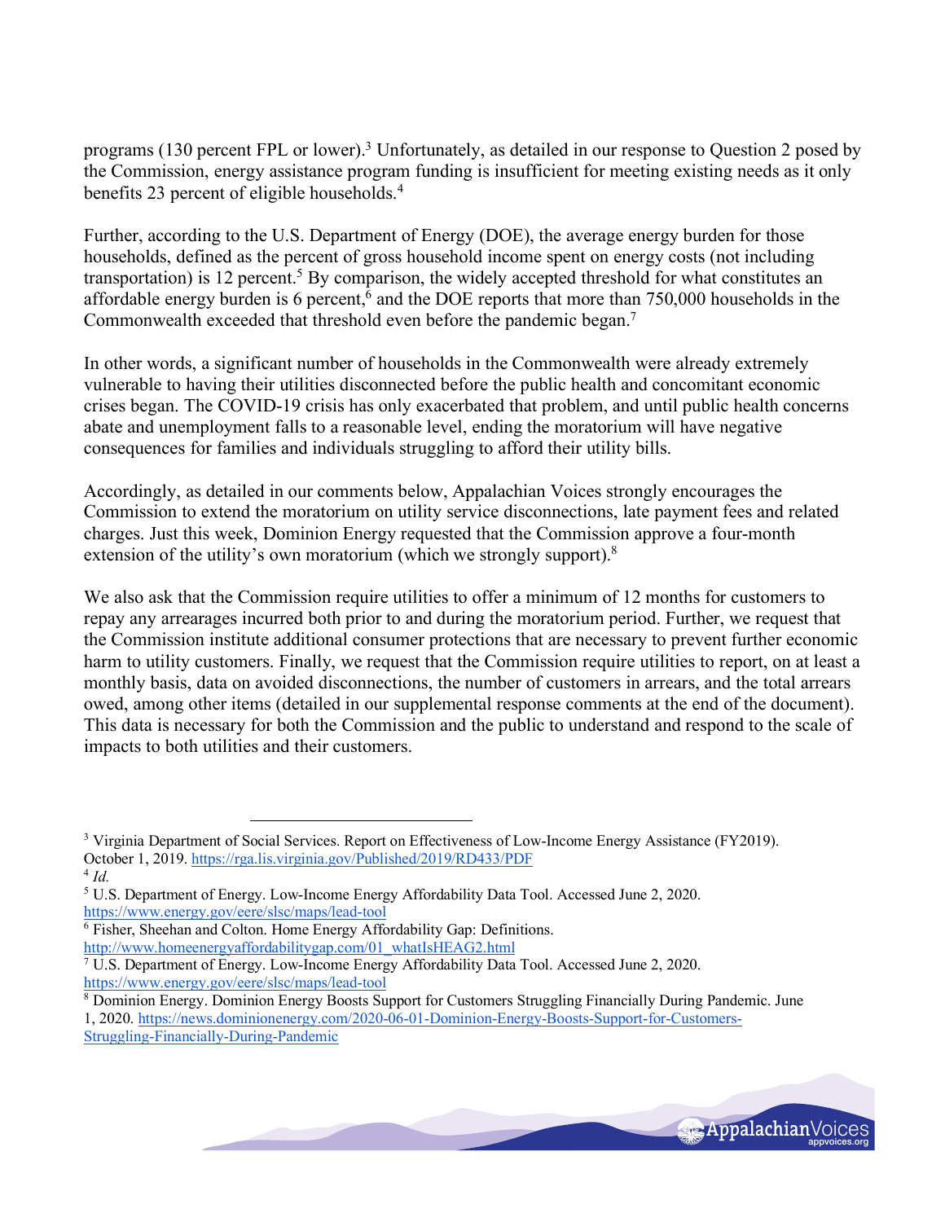programs (130 percent FPL or lower).[3] Unfortunately, as detailed in our response to Question 2 posed by the Commission, energy assistance program funding is insufficient for meeting existing needs as it only benefits 23 percent of eligible households.[4]

Further, according to the U.S. Department of Energy (DOE), the average energy burden for those households, defined as the percent of gross household income spent on energy costs (not including transportation) is 12 percent.[5] By comparison, the widely accepted threshold for what constitutes an affordable energy burden is 6 percent,[6] and the DOE reports that more than 750,000 households in the Commonwealth exceeded that threshold even before the pandemic began.[7]

In other words, a significant number of households in the Commonwealth were already extremely vulnerable to having their utilities disconnected before the public health and concomitant economic crises began. The COVID-19 crisis has only exacerbated that problem, and until public health concerns abate and unemployment falls to a reasonable level, ending the moratorium will have negative consequences for families and individuals struggling to afford their utility bills.

Accordingly, as detailed in our comments below, Appalachian Voices strongly encourages the Commission to extend the moratorium on utility service disconnections, late payment fees and related charges. Just this week, Dominion Energy requested that the Commission approve a four-month extension of the utility's own moratorium (which we strongly support).[8]

We also ask that the Commission require utilities to offer a minimum of 12 months for customers to repay any arrearages incurred both prior to and during the moratorium period. Further, we request that the Commission institute additional consumer protections that are necessary to prevent further economic harm to utility customers. Finally, we request that the Commission require utilities to report, on at least a monthly basis, data on avoided disconnections, the number of customers in arrears, and the total arrears owed, among other items (detailed in our supplemental response comments at the end of the document). This data is necessary for both the Commission and the public to understand and respond to the scale of impacts to both utilities and their customers.

---

[3] Virginia Department of Social Services. Report on Effectiveness of Low-Income Energy Assistance (FY2019). October 1, 2019. https://rga.lis.virginia.gov/Published/2019/RD433/PDF

[4] *Id.*

[5] U.S. Department of Energy. Low-Income Energy Affordability Data Tool. Accessed June 2, 2020. https://www.energy.gov/eere/slsc/maps/lead-tool

[6] Fisher, Sheehan and Colton. Home Energy Affordability Gap: Definitions. http://www.homeenergyaffordabilitygap.com/01_whatIsHEAG2.html

[7] U.S. Department of Energy. Low-Income Energy Affordability Data Tool. Accessed June 2, 2020. https://www.energy.gov/eere/slsc/maps/lead-tool

[8] Dominion Energy. Dominion Energy Boosts Support for Customers Struggling Financially During Pandemic. June 1, 2020. https://news.dominionenergy.com/2020-06-01-Dominion-Energy-Boosts-Support-for-Customers-Struggling-Financially-During-Pandemic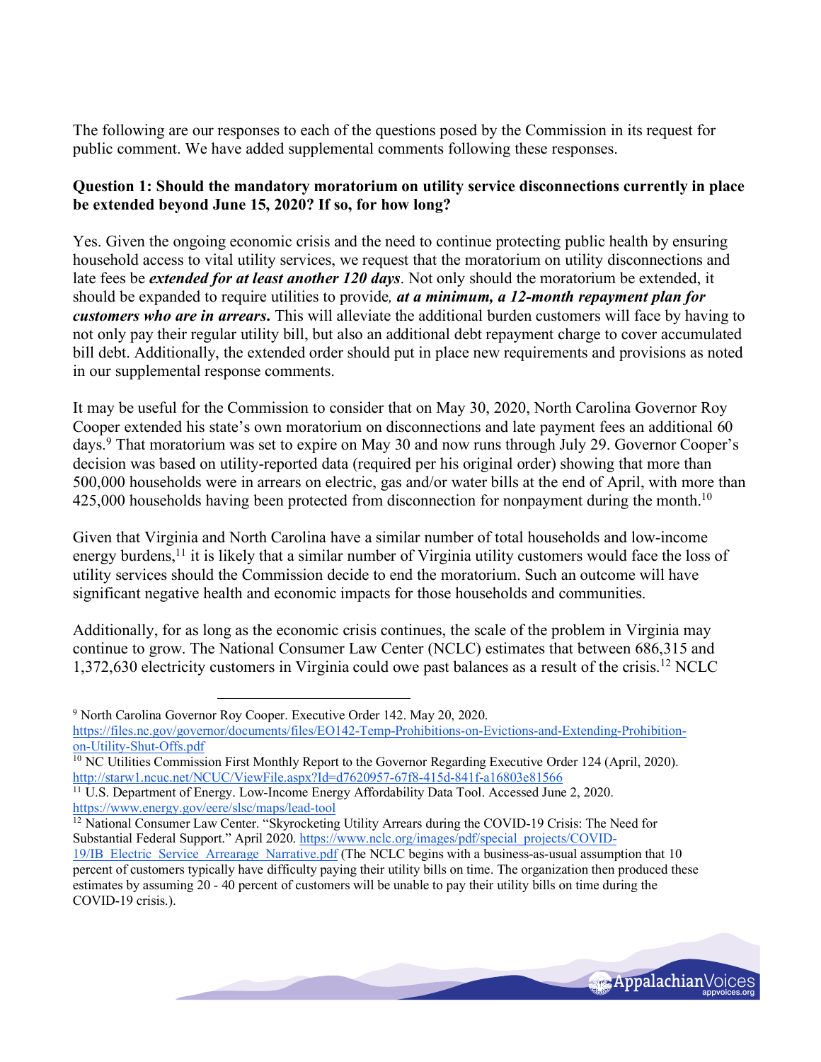The following are our responses to each of the questions posed by the Commission in its request for public comment. We have added supplemental comments following these responses.

**Question 1: Should the mandatory moratorium on utility service disconnections currently in place be extended beyond June 15, 2020? If so, for how long?**

Yes. Given the ongoing economic crisis and the need to continue protecting public health by ensuring household access to vital utility services, we request that the moratorium on utility disconnections and late fees be ***extended for at least another 120 days***. Not only should the moratorium be extended, it should be expanded to require utilities to provide*, **at a minimum, a 12-month repayment plan for customers who are in arrears*****.** This will alleviate the additional burden customers will face by having to not only pay their regular utility bill, but also an additional debt repayment charge to cover accumulated bill debt. Additionally, the extended order should put in place new requirements and provisions as noted in our supplemental response comments.

It may be useful for the Commission to consider that on May 30, 2020, North Carolina Governor Roy Cooper extended his state's own moratorium on disconnections and late payment fees an additional 60 days.[9] That moratorium was set to expire on May 30 and now runs through July 29. Governor Cooper's decision was based on utility-reported data (required per his original order) showing that more than 500,000 households were in arrears on electric, gas and/or water bills at the end of April, with more than 425,000 households having been protected from disconnection for nonpayment during the month.[10]

Given that Virginia and North Carolina have a similar number of total households and low-income energy burdens,[11] it is likely that a similar number of Virginia utility customers would face the loss of utility services should the Commission decide to end the moratorium. Such an outcome will have significant negative health and economic impacts for those households and communities.

Additionally, for as long as the economic crisis continues, the scale of the problem in Virginia may continue to grow. The National Consumer Law Center (NCLC) estimates that between 686,315 and 1,372,630 electricity customers in Virginia could owe past balances as a result of the crisis.[12] NCLC

---

[9] North Carolina Governor Roy Cooper. Executive Order 142. May 20, 2020. https://files.nc.gov/governor/documents/files/EO142-Temp-Prohibitions-on-Evictions-and-Extending-Prohibition-on-Utility-Shut-Offs.pdf

[10] NC Utilities Commission First Monthly Report to the Governor Regarding Executive Order 124 (April, 2020). http://starw1.ncuc.net/NCUC/ViewFile.aspx?Id=d7620957-67f8-415d-841f-a16803e81566

[11] U.S. Department of Energy. Low-Income Energy Affordability Data Tool. Accessed June 2, 2020. https://www.energy.gov/eere/slsc/maps/lead-tool

[12] National Consumer Law Center. "Skyrocketing Utility Arrears during the COVID-19 Crisis: The Need for Substantial Federal Support." April 2020. https://www.nclc.org/images/pdf/special_projects/COVID-19/IB_Electric_Service_Arrearage_Narrative.pdf (The NCLC begins with a business-as-usual assumption that 10 percent of customers typically have difficulty paying their utility bills on time. The organization then produced these estimates by assuming 20 - 40 percent of customers will be unable to pay their utility bills on time during the COVID-19 crisis.).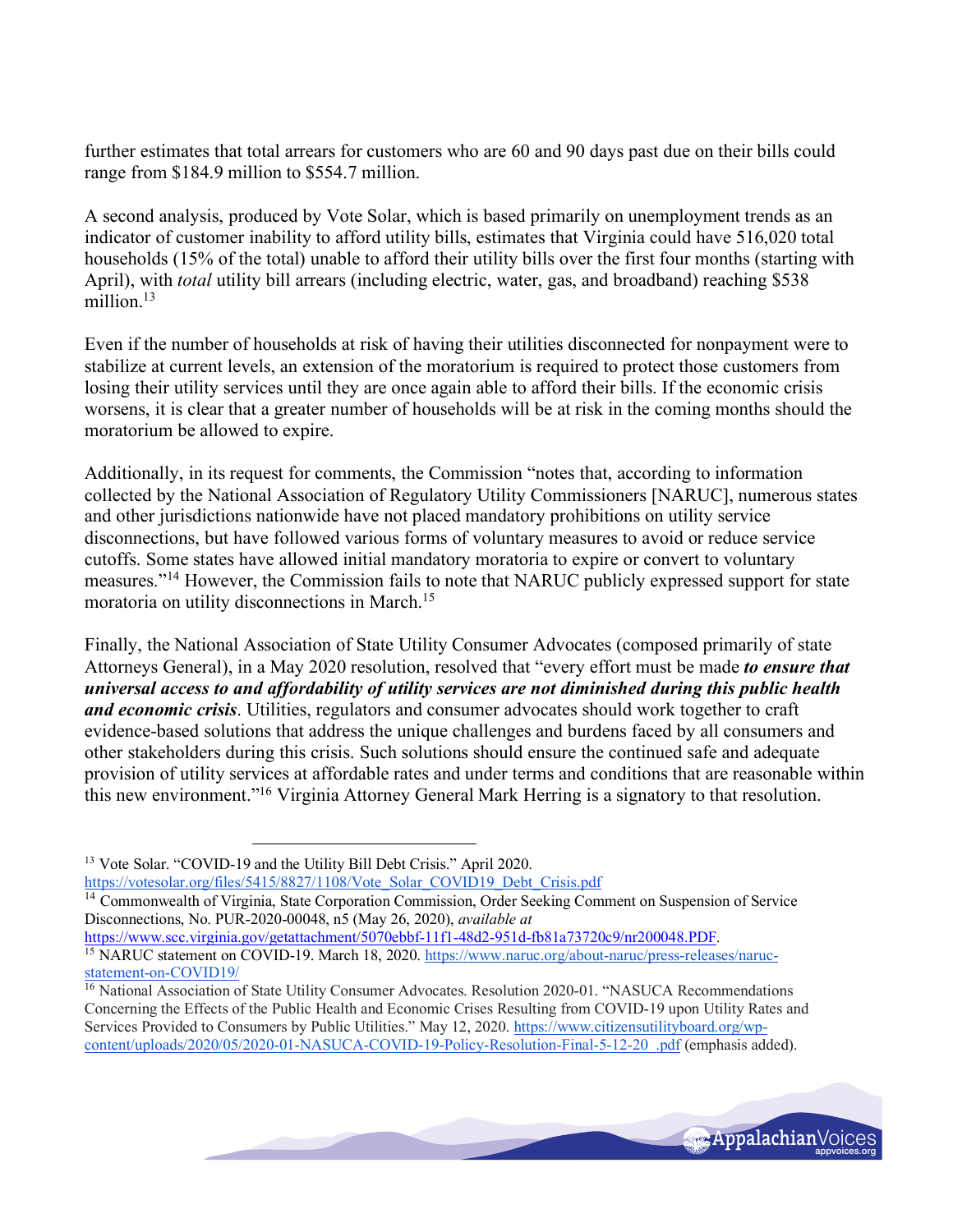further estimates that total arrears for customers who are 60 and 90 days past due on their bills could range from $184.9 million to $554.7 million.

A second analysis, produced by Vote Solar, which is based primarily on unemployment trends as an indicator of customer inability to afford utility bills, estimates that Virginia could have 516,020 total households (15% of the total) unable to afford their utility bills over the first four months (starting with April), with *total* utility bill arrears (including electric, water, gas, and broadband) reaching $538 million.[13]

Even if the number of households at risk of having their utilities disconnected for nonpayment were to stabilize at current levels, an extension of the moratorium is required to protect those customers from losing their utility services until they are once again able to afford their bills. If the economic crisis worsens, it is clear that a greater number of households will be at risk in the coming months should the moratorium be allowed to expire.

Additionally, in its request for comments, the Commission "notes that, according to information collected by the National Association of Regulatory Utility Commissioners [NARUC], numerous states and other jurisdictions nationwide have not placed mandatory prohibitions on utility service disconnections, but have followed various forms of voluntary measures to avoid or reduce service cutoffs. Some states have allowed initial mandatory moratoria to expire or convert to voluntary measures."[14] However, the Commission fails to note that NARUC publicly expressed support for state moratoria on utility disconnections in March.[15]

Finally, the National Association of State Utility Consumer Advocates (composed primarily of state Attorneys General), in a May 2020 resolution, resolved that "every effort must be made ***to ensure that universal access to and affordability of utility services are not diminished during this public health and economic crisis***. Utilities, regulators and consumer advocates should work together to craft evidence-based solutions that address the unique challenges and burdens faced by all consumers and other stakeholders during this crisis. Such solutions should ensure the continued safe and adequate provision of utility services at affordable rates and under terms and conditions that are reasonable within this new environment."[16] Virginia Attorney General Mark Herring is a signatory to that resolution.

---

[13] Vote Solar. "COVID-19 and the Utility Bill Debt Crisis." April 2020. https://votesolar.org/files/5415/8827/1108/Vote_Solar_COVID19_Debt_Crisis.pdf

[14] Commonwealth of Virginia, State Corporation Commission, Order Seeking Comment on Suspension of Service Disconnections, No. PUR-2020-00048, n5 (May 26, 2020), *available at* https://www.scc.virginia.gov/getattachment/5070ebbf-11f1-48d2-951d-fb81a73720c9/nr200048.PDF.

[15] NARUC statement on COVID-19. March 18, 2020. https://www.naruc.org/about-naruc/press-releases/naruc-statement-on-COVID19/

[16] National Association of State Utility Consumer Advocates. Resolution 2020-01. "NASUCA Recommendations Concerning the Effects of the Public Health and Economic Crises Resulting from COVID-19 upon Utility Rates and Services Provided to Consumers by Public Utilities." May 12, 2020. https://www.citizensutilityboard.org/wp-content/uploads/2020/05/2020-01-NASUCA-COVID-19-Policy-Resolution-Final-5-12-20_.pdf (emphasis added).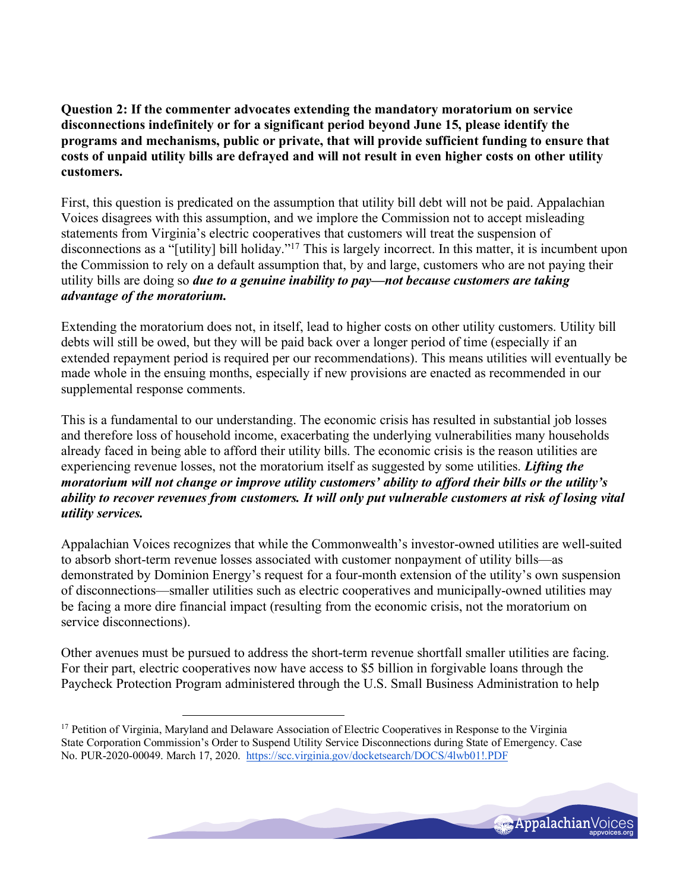**Question 2: If the commenter advocates extending the mandatory moratorium on service disconnections indefinitely or for a significant period beyond June 15, please identify the programs and mechanisms, public or private, that will provide sufficient funding to ensure that costs of unpaid utility bills are defrayed and will not result in even higher costs on other utility customers.**

First, this question is predicated on the assumption that utility bill debt will not be paid. Appalachian Voices disagrees with this assumption, and we implore the Commission not to accept misleading statements from Virginia's electric cooperatives that customers will treat the suspension of disconnections as a "[utility] bill holiday."[17] This is largely incorrect. In this matter, it is incumbent upon the Commission to rely on a default assumption that, by and large, customers who are not paying their utility bills are doing so ***due to a genuine inability to pay—not because customers are taking advantage of the moratorium.***

Extending the moratorium does not, in itself, lead to higher costs on other utility customers. Utility bill debts will still be owed, but they will be paid back over a longer period of time (especially if an extended repayment period is required per our recommendations). This means utilities will eventually be made whole in the ensuing months, especially if new provisions are enacted as recommended in our supplemental response comments.

This is a fundamental to our understanding. The economic crisis has resulted in substantial job losses and therefore loss of household income, exacerbating the underlying vulnerabilities many households already faced in being able to afford their utility bills. The economic crisis is the reason utilities are experiencing revenue losses, not the moratorium itself as suggested by some utilities. ***Lifting the moratorium will not change or improve utility customers' ability to afford their bills or the utility's ability to recover revenues from customers. It will only put vulnerable customers at risk of losing vital utility services.***

Appalachian Voices recognizes that while the Commonwealth's investor-owned utilities are well-suited to absorb short-term revenue losses associated with customer nonpayment of utility bills—as demonstrated by Dominion Energy's request for a four-month extension of the utility's own suspension of disconnections—smaller utilities such as electric cooperatives and municipally-owned utilities may be facing a more dire financial impact (resulting from the economic crisis, not the moratorium on service disconnections).

Other avenues must be pursued to address the short-term revenue shortfall smaller utilities are facing. For their part, electric cooperatives now have access to $5 billion in forgivable loans through the Paycheck Protection Program administered through the U.S. Small Business Administration to help

---

[17] Petition of Virginia, Maryland and Delaware Association of Electric Cooperatives in Response to the Virginia State Corporation Commission's Order to Suspend Utility Service Disconnections during State of Emergency. Case No. PUR-2020-00049. March 17, 2020. https://scc.virginia.gov/docketsearch/DOCS/4lwb01!.PDF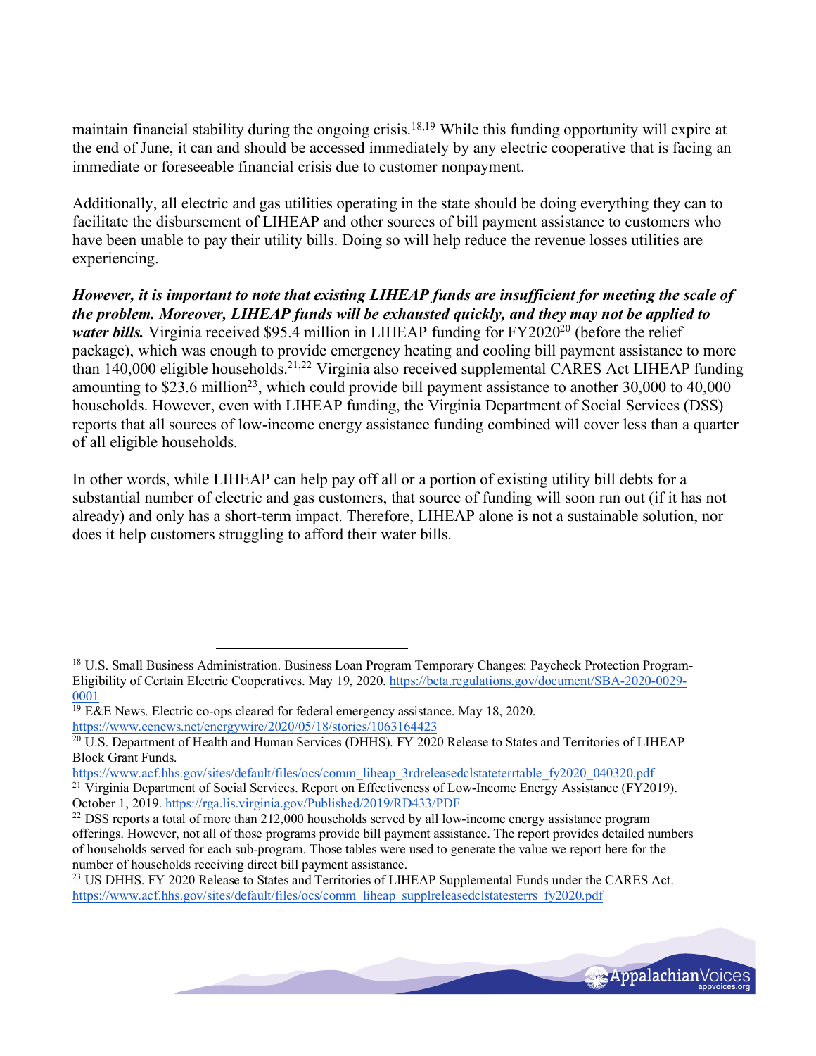maintain financial stability during the ongoing crisis.[18,19] While this funding opportunity will expire at the end of June, it can and should be accessed immediately by any electric cooperative that is facing an immediate or foreseeable financial crisis due to customer nonpayment.

Additionally, all electric and gas utilities operating in the state should be doing everything they can to facilitate the disbursement of LIHEAP and other sources of bill payment assistance to customers who have been unable to pay their utility bills. Doing so will help reduce the revenue losses utilities are experiencing.

***However, it is important to note that existing LIHEAP funds are insufficient for meeting the scale of the problem. Moreover, LIHEAP funds will be exhausted quickly, and they may not be applied to water bills.*** Virginia received $95.4 million in LIHEAP funding for FY2020[20] (before the relief package), which was enough to provide emergency heating and cooling bill payment assistance to more than 140,000 eligible households.[21,22] Virginia also received supplemental CARES Act LIHEAP funding amounting to $23.6 million[23], which could provide bill payment assistance to another 30,000 to 40,000 households. However, even with LIHEAP funding, the Virginia Department of Social Services (DSS) reports that all sources of low-income energy assistance funding combined will cover less than a quarter of all eligible households.

In other words, while LIHEAP can help pay off all or a portion of existing utility bill debts for a substantial number of electric and gas customers, that source of funding will soon run out (if it has not already) and only has a short-term impact. Therefore, LIHEAP alone is not a sustainable solution, nor does it help customers struggling to afford their water bills.

---

[18] U.S. Small Business Administration. Business Loan Program Temporary Changes: Paycheck Protection Program-Eligibility of Certain Electric Cooperatives. May 19, 2020. https://beta.regulations.gov/document/SBA-2020-0029-0001

[19] E&E News. Electric co-ops cleared for federal emergency assistance. May 18, 2020. https://www.eenews.net/energywire/2020/05/18/stories/1063164423

[20] U.S. Department of Health and Human Services (DHHS). FY 2020 Release to States and Territories of LIHEAP Block Grant Funds. https://www.acf.hhs.gov/sites/default/files/ocs/comm_liheap_3rdreleasedclstateterrtable_fy2020_040320.pdf

[21] Virginia Department of Social Services. Report on Effectiveness of Low-Income Energy Assistance (FY2019). October 1, 2019. https://rga.lis.virginia.gov/Published/2019/RD433/PDF

[22] DSS reports a total of more than 212,000 households served by all low-income energy assistance program offerings. However, not all of those programs provide bill payment assistance. The report provides detailed numbers of households served for each sub-program. Those tables were used to generate the value we report here for the number of households receiving direct bill payment assistance.

[23] US DHHS. FY 2020 Release to States and Territories of LIHEAP Supplemental Funds under the CARES Act. https://www.acf.hhs.gov/sites/default/files/ocs/comm_liheap_supplreleasedclstatesterrs_fy2020.pdf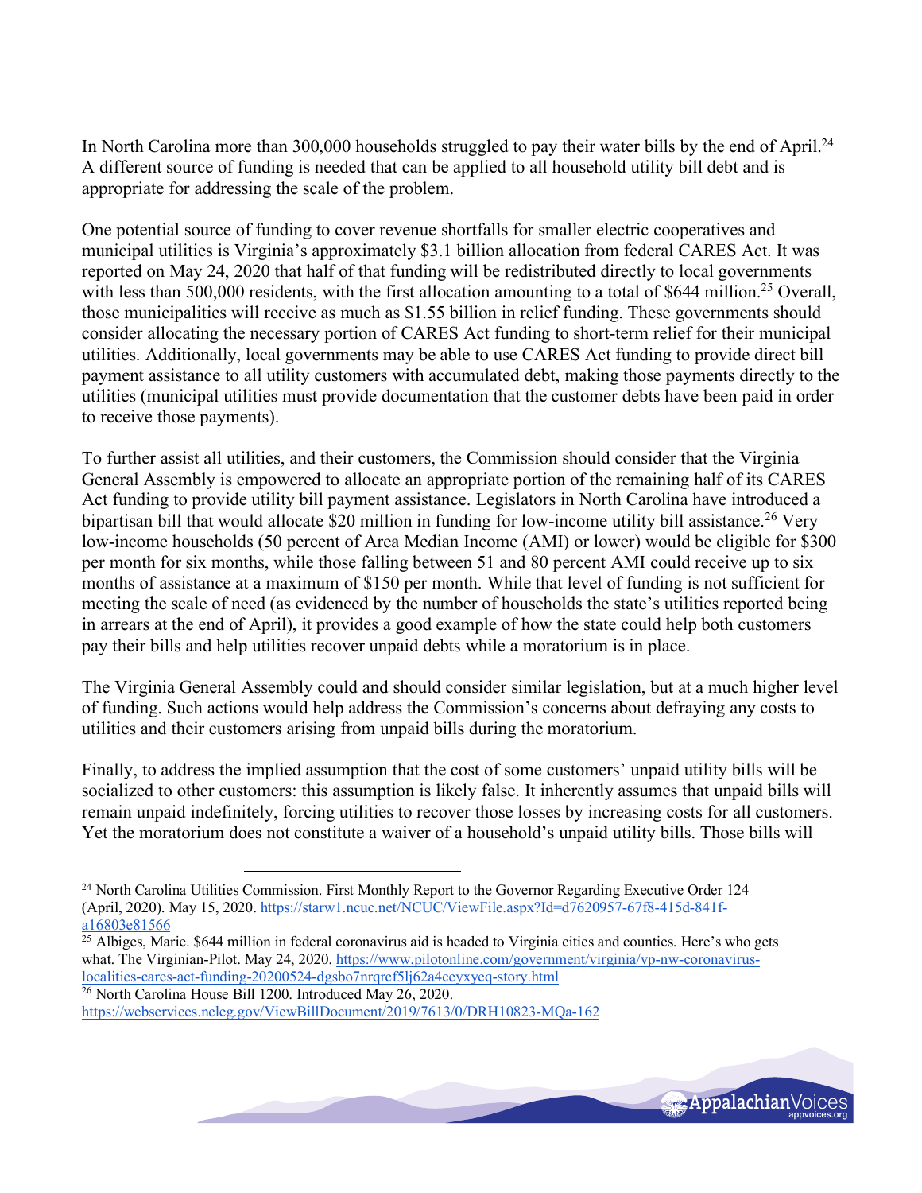In North Carolina more than 300,000 households struggled to pay their water bills by the end of April.[24] A different source of funding is needed that can be applied to all household utility bill debt and is appropriate for addressing the scale of the problem.

One potential source of funding to cover revenue shortfalls for smaller electric cooperatives and municipal utilities is Virginia's approximately $3.1 billion allocation from federal CARES Act. It was reported on May 24, 2020 that half of that funding will be redistributed directly to local governments with less than 500,000 residents, with the first allocation amounting to a total of $644 million.[25] Overall, those municipalities will receive as much as $1.55 billion in relief funding. These governments should consider allocating the necessary portion of CARES Act funding to short-term relief for their municipal utilities. Additionally, local governments may be able to use CARES Act funding to provide direct bill payment assistance to all utility customers with accumulated debt, making those payments directly to the utilities (municipal utilities must provide documentation that the customer debts have been paid in order to receive those payments).

To further assist all utilities, and their customers, the Commission should consider that the Virginia General Assembly is empowered to allocate an appropriate portion of the remaining half of its CARES Act funding to provide utility bill payment assistance. Legislators in North Carolina have introduced a bipartisan bill that would allocate $20 million in funding for low-income utility bill assistance.[26] Very low-income households (50 percent of Area Median Income (AMI) or lower) would be eligible for $300 per month for six months, while those falling between 51 and 80 percent AMI could receive up to six months of assistance at a maximum of $150 per month. While that level of funding is not sufficient for meeting the scale of need (as evidenced by the number of households the state's utilities reported being in arrears at the end of April), it provides a good example of how the state could help both customers pay their bills and help utilities recover unpaid debts while a moratorium is in place.

The Virginia General Assembly could and should consider similar legislation, but at a much higher level of funding. Such actions would help address the Commission's concerns about defraying any costs to utilities and their customers arising from unpaid bills during the moratorium.

Finally, to address the implied assumption that the cost of some customers' unpaid utility bills will be socialized to other customers: this assumption is likely false. It inherently assumes that unpaid bills will remain unpaid indefinitely, forcing utilities to recover those losses by increasing costs for all customers. Yet the moratorium does not constitute a waiver of a household's unpaid utility bills. Those bills will

---

[24] North Carolina Utilities Commission. First Monthly Report to the Governor Regarding Executive Order 124 (April, 2020). May 15, 2020. https://starw1.ncuc.net/NCUC/ViewFile.aspx?Id=d7620957-67f8-415d-841f-a16803e81566

[25] Albiges, Marie. $644 million in federal coronavirus aid is headed to Virginia cities and counties. Here's who gets what. The Virginian-Pilot. May 24, 2020. https://www.pilotonline.com/government/virginia/vp-nw-coronavirus-localities-cares-act-funding-20200524-dgsbo7nrqrcf5lj62a4ceyxyeq-story.html

[26] North Carolina House Bill 1200. Introduced May 26, 2020. https://webservices.ncleg.gov/ViewBillDocument/2019/7613/0/DRH10823-MQa-162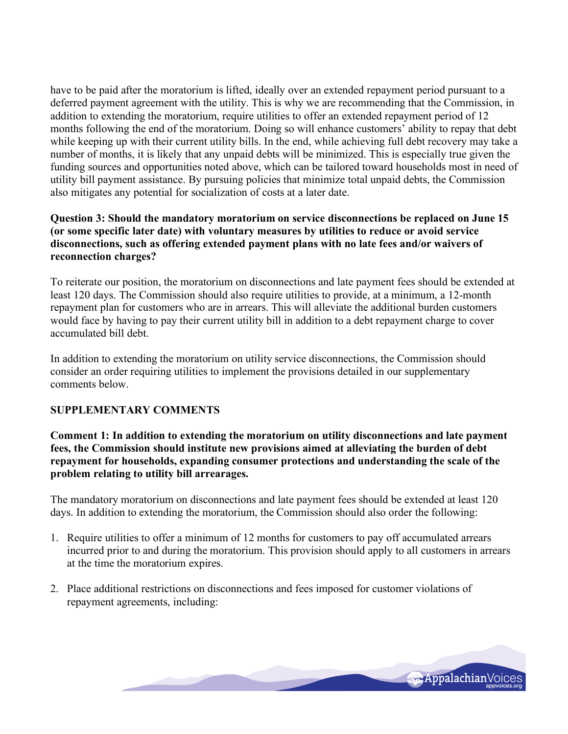have to be paid after the moratorium is lifted, ideally over an extended repayment period pursuant to a deferred payment agreement with the utility. This is why we are recommending that the Commission, in addition to extending the moratorium, require utilities to offer an extended repayment period of 12 months following the end of the moratorium. Doing so will enhance customers' ability to repay that debt while keeping up with their current utility bills. In the end, while achieving full debt recovery may take a number of months, it is likely that any unpaid debts will be minimized. This is especially true given the funding sources and opportunities noted above, which can be tailored toward households most in need of utility bill payment assistance. By pursuing policies that minimize total unpaid debts, the Commission also mitigates any potential for socialization of costs at a later date.

**Question 3: Should the mandatory moratorium on service disconnections be replaced on June 15 (or some specific later date) with voluntary measures by utilities to reduce or avoid service disconnections, such as offering extended payment plans with no late fees and/or waivers of reconnection charges?**

To reiterate our position, the moratorium on disconnections and late payment fees should be extended at least 120 days. The Commission should also require utilities to provide, at a minimum, a 12-month repayment plan for customers who are in arrears. This will alleviate the additional burden customers would face by having to pay their current utility bill in addition to a debt repayment charge to cover accumulated bill debt.

In addition to extending the moratorium on utility service disconnections, the Commission should consider an order requiring utilities to implement the provisions detailed in our supplementary comments below.

## SUPPLEMENTARY COMMENTS

**Comment 1: In addition to extending the moratorium on utility disconnections and late payment fees, the Commission should institute new provisions aimed at alleviating the burden of debt repayment for households, expanding consumer protections and understanding the scale of the problem relating to utility bill arrearages.**

The mandatory moratorium on disconnections and late payment fees should be extended at least 120 days. In addition to extending the moratorium, the Commission should also order the following:

1. Require utilities to offer a minimum of 12 months for customers to pay off accumulated arrears incurred prior to and during the moratorium. This provision should apply to all customers in arrears at the time the moratorium expires.
2. Place additional restrictions on disconnections and fees imposed for customer violations of repayment agreements, including: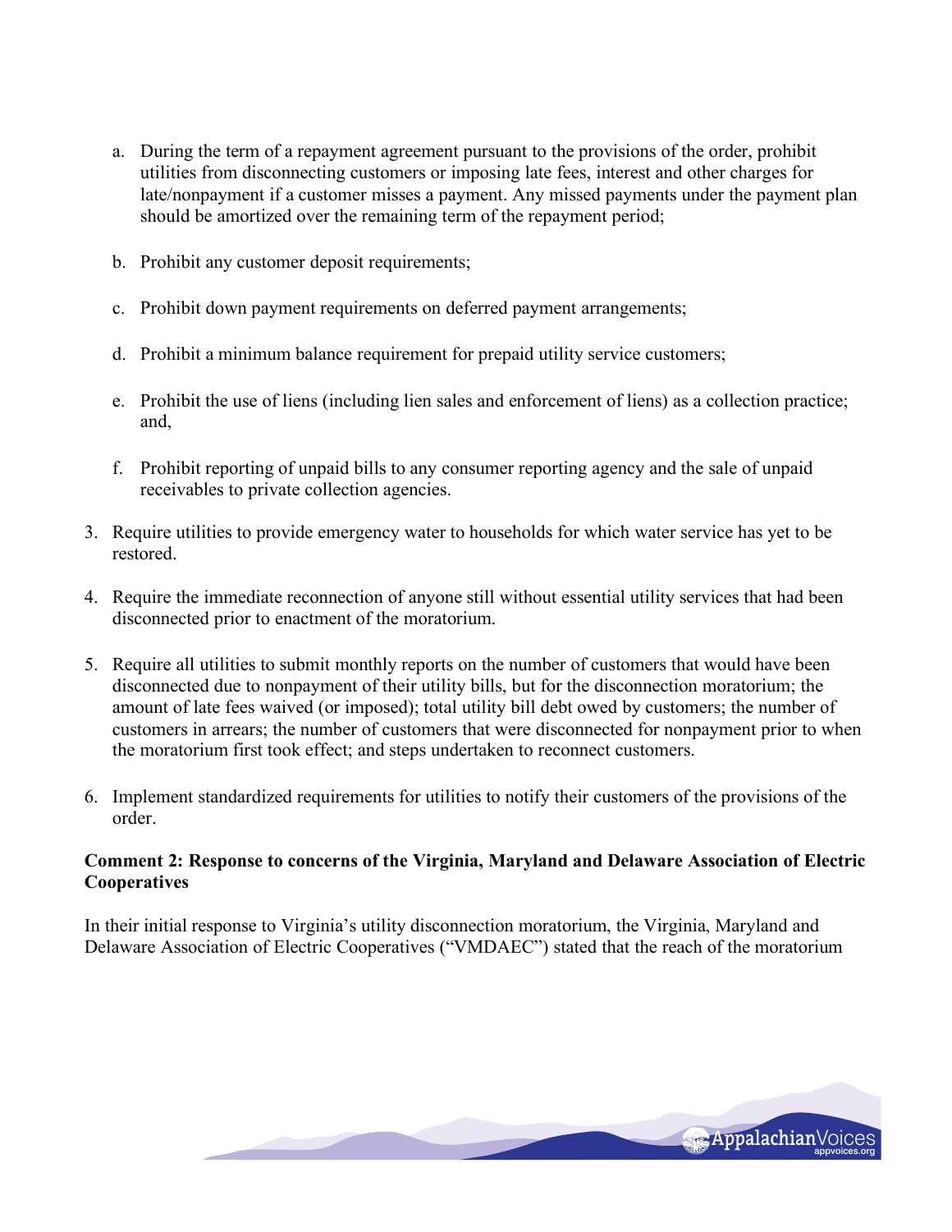a. During the term of a repayment agreement pursuant to the provisions of the order, prohibit utilities from disconnecting customers or imposing late fees, interest and other charges for late/nonpayment if a customer misses a payment. Any missed payments under the payment plan should be amortized over the remaining term of the repayment period;

b. Prohibit any customer deposit requirements;

c. Prohibit down payment requirements on deferred payment arrangements;

d. Prohibit a minimum balance requirement for prepaid utility service customers;

e. Prohibit the use of liens (including lien sales and enforcement of liens) as a collection practice; and,

f. Prohibit reporting of unpaid bills to any consumer reporting agency and the sale of unpaid receivables to private collection agencies.

3. Require utilities to provide emergency water to households for which water service has yet to be restored.

4. Require the immediate reconnection of anyone still without essential utility services that had been disconnected prior to enactment of the moratorium.

5. Require all utilities to submit monthly reports on the number of customers that would have been disconnected due to nonpayment of their utility bills, but for the disconnection moratorium; the amount of late fees waived (or imposed); total utility bill debt owed by customers; the number of customers in arrears; the number of customers that were disconnected for nonpayment prior to when the moratorium first took effect; and steps undertaken to reconnect customers.

6. Implement standardized requirements for utilities to notify their customers of the provisions of the order.

**Comment 2: Response to concerns of the Virginia, Maryland and Delaware Association of Electric Cooperatives**

In their initial response to Virginia's utility disconnection moratorium, the Virginia, Maryland and Delaware Association of Electric Cooperatives ("VMDAEC") stated that the reach of the moratorium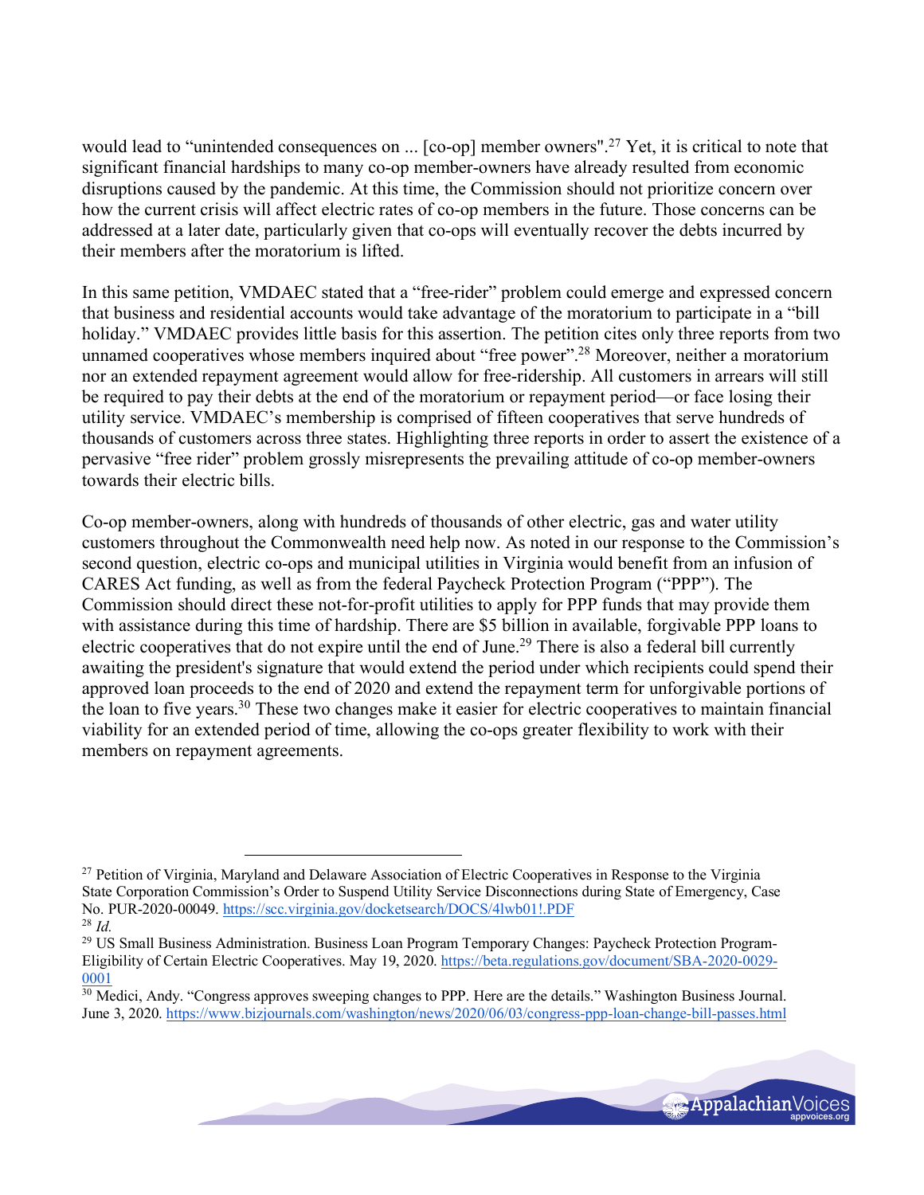would lead to "unintended consequences on ... [co-op] member owners".[27] Yet, it is critical to note that significant financial hardships to many co-op member-owners have already resulted from economic disruptions caused by the pandemic. At this time, the Commission should not prioritize concern over how the current crisis will affect electric rates of co-op members in the future. Those concerns can be addressed at a later date, particularly given that co-ops will eventually recover the debts incurred by their members after the moratorium is lifted.

In this same petition, VMDAEC stated that a "free-rider" problem could emerge and expressed concern that business and residential accounts would take advantage of the moratorium to participate in a "bill holiday." VMDAEC provides little basis for this assertion. The petition cites only three reports from two unnamed cooperatives whose members inquired about "free power".[28] Moreover, neither a moratorium nor an extended repayment agreement would allow for free-ridership. All customers in arrears will still be required to pay their debts at the end of the moratorium or repayment period—or face losing their utility service. VMDAEC's membership is comprised of fifteen cooperatives that serve hundreds of thousands of customers across three states. Highlighting three reports in order to assert the existence of a pervasive "free rider" problem grossly misrepresents the prevailing attitude of co-op member-owners towards their electric bills.

Co-op member-owners, along with hundreds of thousands of other electric, gas and water utility customers throughout the Commonwealth need help now. As noted in our response to the Commission's second question, electric co-ops and municipal utilities in Virginia would benefit from an infusion of CARES Act funding, as well as from the federal Paycheck Protection Program ("PPP"). The Commission should direct these not-for-profit utilities to apply for PPP funds that may provide them with assistance during this time of hardship. There are $5 billion in available, forgivable PPP loans to electric cooperatives that do not expire until the end of June.[29] There is also a federal bill currently awaiting the president's signature that would extend the period under which recipients could spend their approved loan proceeds to the end of 2020 and extend the repayment term for unforgivable portions of the loan to five years.[30] These two changes make it easier for electric cooperatives to maintain financial viability for an extended period of time, allowing the co-ops greater flexibility to work with their members on repayment agreements.

---

[27] Petition of Virginia, Maryland and Delaware Association of Electric Cooperatives in Response to the Virginia State Corporation Commission's Order to Suspend Utility Service Disconnections during State of Emergency, Case No. PUR-2020-00049. https://scc.virginia.gov/docketsearch/DOCS/4lwb01!.PDF

[28] *Id.*

[29] US Small Business Administration. Business Loan Program Temporary Changes: Paycheck Protection Program-Eligibility of Certain Electric Cooperatives. May 19, 2020. https://beta.regulations.gov/document/SBA-2020-0029-0001

[30] Medici, Andy. "Congress approves sweeping changes to PPP. Here are the details." Washington Business Journal. June 3, 2020. https://www.bizjournals.com/washington/news/2020/06/03/congress-ppp-loan-change-bill-passes.html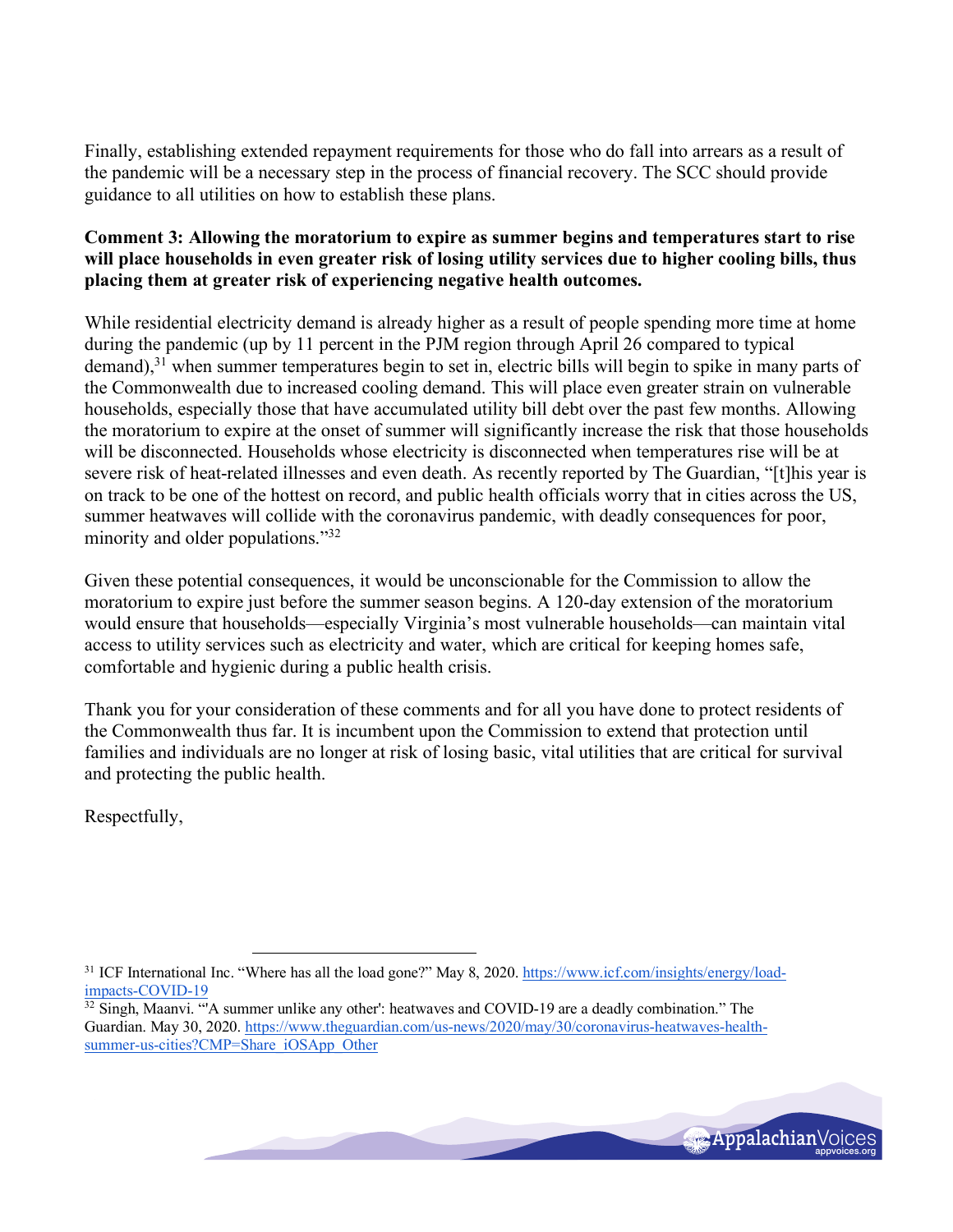Finally, establishing extended repayment requirements for those who do fall into arrears as a result of the pandemic will be a necessary step in the process of financial recovery. The SCC should provide guidance to all utilities on how to establish these plans.

**Comment 3: Allowing the moratorium to expire as summer begins and temperatures start to rise will place households in even greater risk of losing utility services due to higher cooling bills, thus placing them at greater risk of experiencing negative health outcomes.**

While residential electricity demand is already higher as a result of people spending more time at home during the pandemic (up by 11 percent in the PJM region through April 26 compared to typical demand),[31] when summer temperatures begin to set in, electric bills will begin to spike in many parts of the Commonwealth due to increased cooling demand. This will place even greater strain on vulnerable households, especially those that have accumulated utility bill debt over the past few months. Allowing the moratorium to expire at the onset of summer will significantly increase the risk that those households will be disconnected. Households whose electricity is disconnected when temperatures rise will be at severe risk of heat-related illnesses and even death. As recently reported by The Guardian, "[t]his year is on track to be one of the hottest on record, and public health officials worry that in cities across the US, summer heatwaves will collide with the coronavirus pandemic, with deadly consequences for poor, minority and older populations."[32]

Given these potential consequences, it would be unconscionable for the Commission to allow the moratorium to expire just before the summer season begins. A 120-day extension of the moratorium would ensure that households—especially Virginia's most vulnerable households—can maintain vital access to utility services such as electricity and water, which are critical for keeping homes safe, comfortable and hygienic during a public health crisis.

Thank you for your consideration of these comments and for all you have done to protect residents of the Commonwealth thus far. It is incumbent upon the Commission to extend that protection until families and individuals are no longer at risk of losing basic, vital utilities that are critical for survival and protecting the public health.

Respectfully,

---

[31] ICF International Inc. "Where has all the load gone?" May 8, 2020. https://www.icf.com/insights/energy/load-impacts-COVID-19

[32] Singh, Maanvi. "'A summer unlike any other': heatwaves and COVID-19 are a deadly combination." The Guardian. May 30, 2020. https://www.theguardian.com/us-news/2020/may/30/coronavirus-heatwaves-health-summer-us-cities?CMP=Share_iOSApp_Other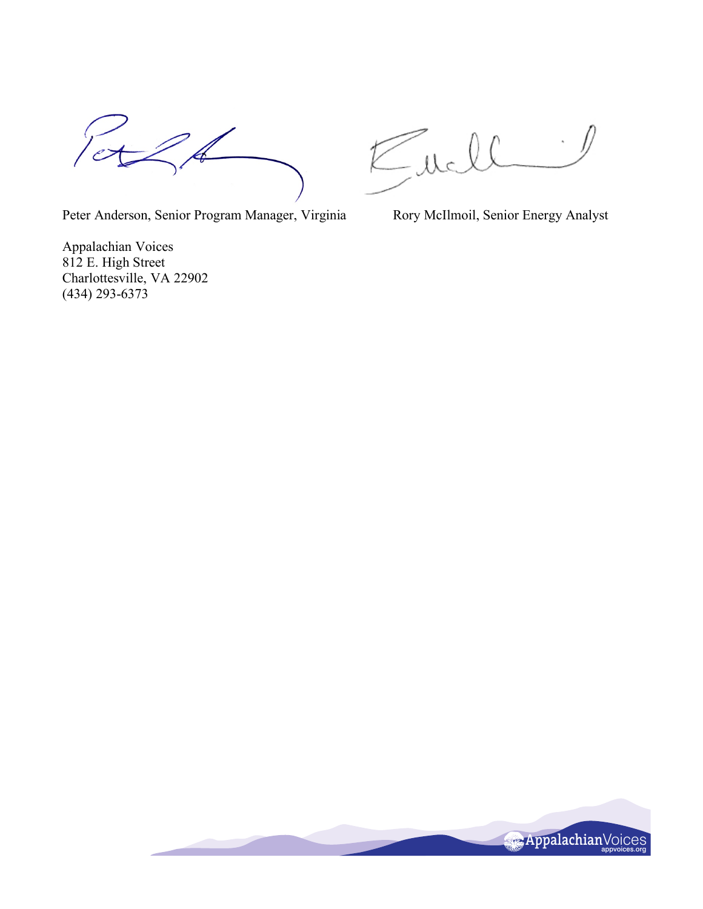Peter Anderson, Senior Program Manager, Virginia

Rory McIlmoil, Senior Energy Analyst

Appalachian Voices  
812 E. High Street  
Charlottesville, VA 22902  
(434) 293-6373